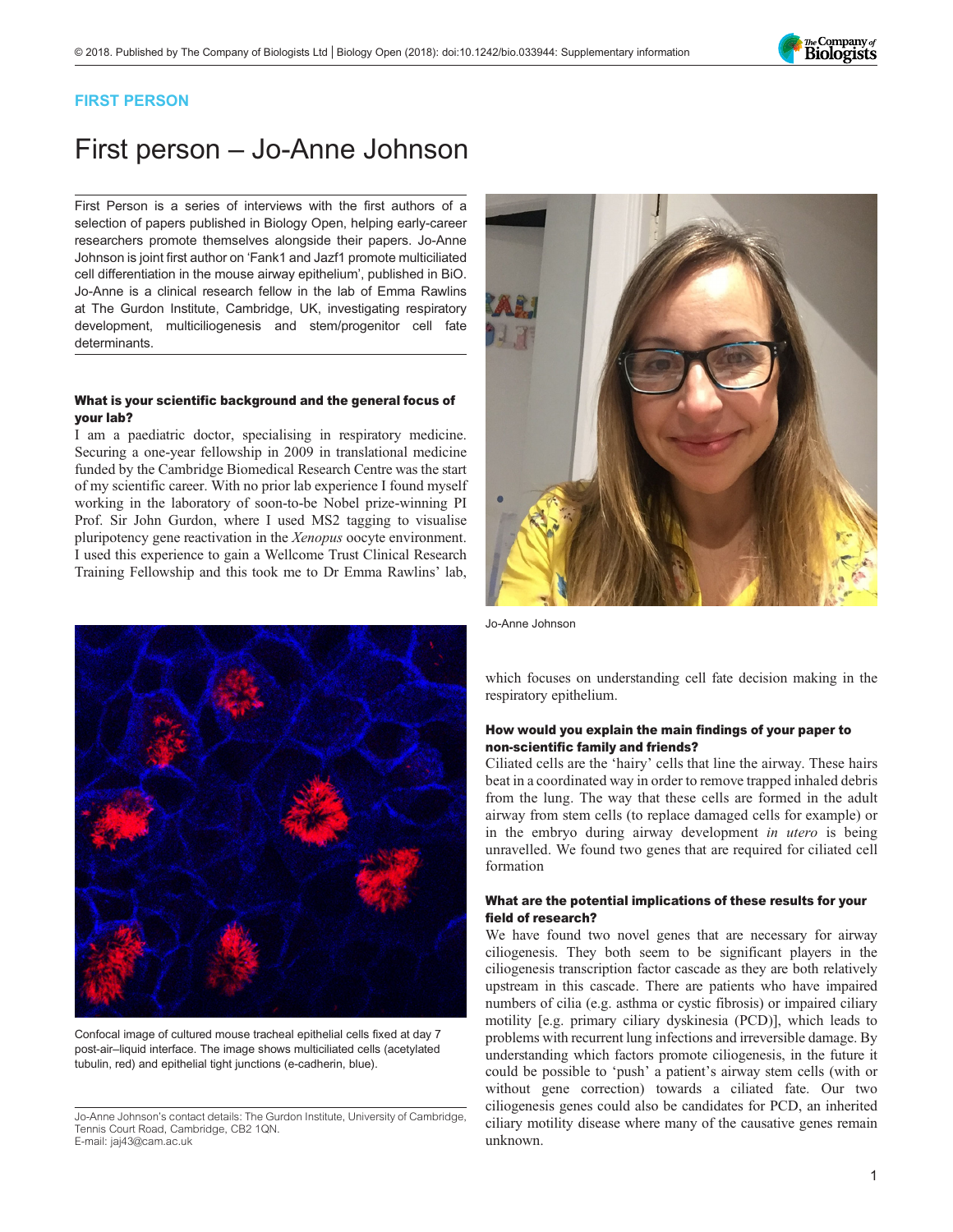FIRST PERSON

# First person – Jo-Anne Johnson

First Person is a series of interviews with the first authors of a selection of papers published in Biology Open, helping early-career researchers promote themselves alongside their papers. Jo-Anne Johnson is joint first author on 'Fank1 and Jazf1 promote multiciliated cell differentiation in the mouse airway epithelium', published in BiO. Jo-Anne is a clinical research fellow in the lab of Emma Rawlins at The Gurdon Institute, Cambridge, UK, investigating respiratory development, multiciliogenesis and stem/progenitor cell fate determinants.

Jo-Anne Johnson

### What is your scientific background and the general focus of your lab?

I am a paediatric doctor, specialising in respiratory medicine. Securing a one-year fellowship in 2009 in translational medicine funded by the Cambridge Biomedical Research Centre was the start of my scientific career. With no prior lab experience I found myself working in the laboratory of soon-to-be Nobel prize-winning PI Prof. Sir John Gurdon, where I used MS2 tagging to visualise pluripotency gene reactivation in the *Xenopus* oocyte environment. I used this experience to gain a Wellcome Trust Clinical Research Training Fellowship and this took me to Dr Emma Rawlins' lab, which focuses on understanding cell fate decision making in the respiratory epithelium.

Confocal image of cultured mouse tracheal epithelial cells fixed at day 7 post-air–liquid interface. The image shows multiciliated cells (acetylated tubulin, red) and epithelial tight junctions (e-cadherin, blue).

### How would you explain the main findings of your paper to non-scientific family and friends?

Ciliated cells are the 'hairy' cells that line the airway. These hairs beat in a coordinated way in order to remove trapped inhaled debris from the lung. The way that these cells are formed in the adult airway from stem cells (to replace damaged cells for example) or in the embryo during airway development *in utero* is being unravelled. We found two genes that are required for ciliated cell formation

### What are the potential implications of these results for your field of research?

We have found two novel genes that are necessary for airway ciliogenesis. They both seem to be significant players in the ciliogenesis transcription factor cascade as they are both relatively upstream in this cascade. There are patients who have impaired numbers of cilia (e.g. asthma or cystic fibrosis) or impaired ciliary motility [e.g. primary ciliary dyskinesia (PCD)], which leads to problems with recurrent lung infections and irreversible damage. By understanding which factors promote ciliogenesis, in the future it could be possible to 'push' a patient's airway stem cells (with or without gene correction) towards a ciliated fate. Our two ciliogenesis genes could also be candidates for PCD, an inherited ciliary motility disease where many of the causative genes remain unknown.

Jo-Anne Johnson's contact details: The Gurdon Institute, University of Cambridge, Tennis Court Road, Cambridge, CB2 1QN.
E-mail: jaj43@cam.ac.uk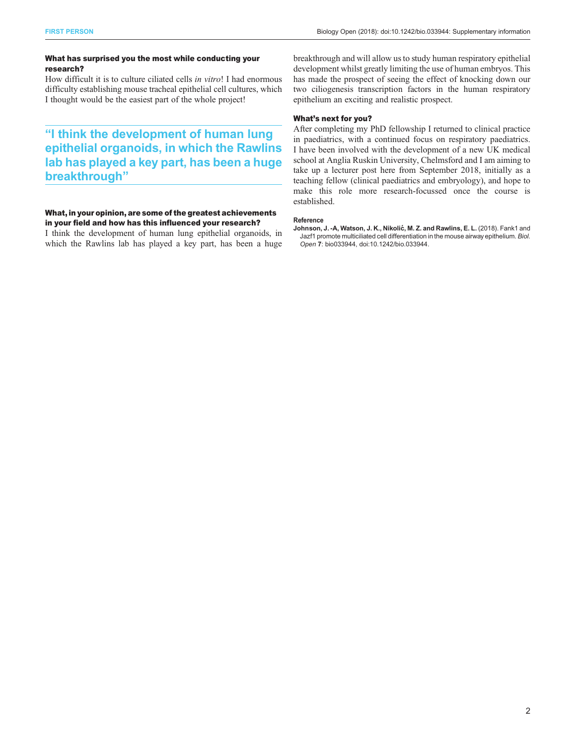### What has surprised you the most while conducting your research?

How difficult it is to culture ciliated cells *in vitro*! I had enormous difficulty establishing mouse tracheal epithelial cell cultures, which I thought would be the easiest part of the whole project!

> **"I think the development of human lung epithelial organoids, in which the Rawlins lab has played a key part, has been a huge breakthrough"**

### What, in your opinion, are some of the greatest achievements in your field and how has this influenced your research?

I think the development of human lung epithelial organoids, in which the Rawlins lab has played a key part, has been a huge breakthrough and will allow us to study human respiratory epithelial development whilst greatly limiting the use of human embryos. This has made the prospect of seeing the effect of knocking down our two ciliogenesis transcription factors in the human respiratory epithelium an exciting and realistic prospect.

### What's next for you?

After completing my PhD fellowship I returned to clinical practice in paediatrics, with a continued focus on respiratory paediatrics. I have been involved with the development of a new UK medical school at Anglia Ruskin University, Chelmsford and I am aiming to take up a lecturer post here from September 2018, initially as a teaching fellow (clinical paediatrics and embryology), and hope to make this role more research-focussed once the course is established.

#### Reference

**Johnson, J. -A, Watson, J. K., Nikolić, M. Z. and Rawlins, E. L.** (2018). Fank1 and Jazf1 promote multiciliated cell differentiation in the mouse airway epithelium. *Biol. Open* **7**: bio033944, doi:10.1242/bio.033944.